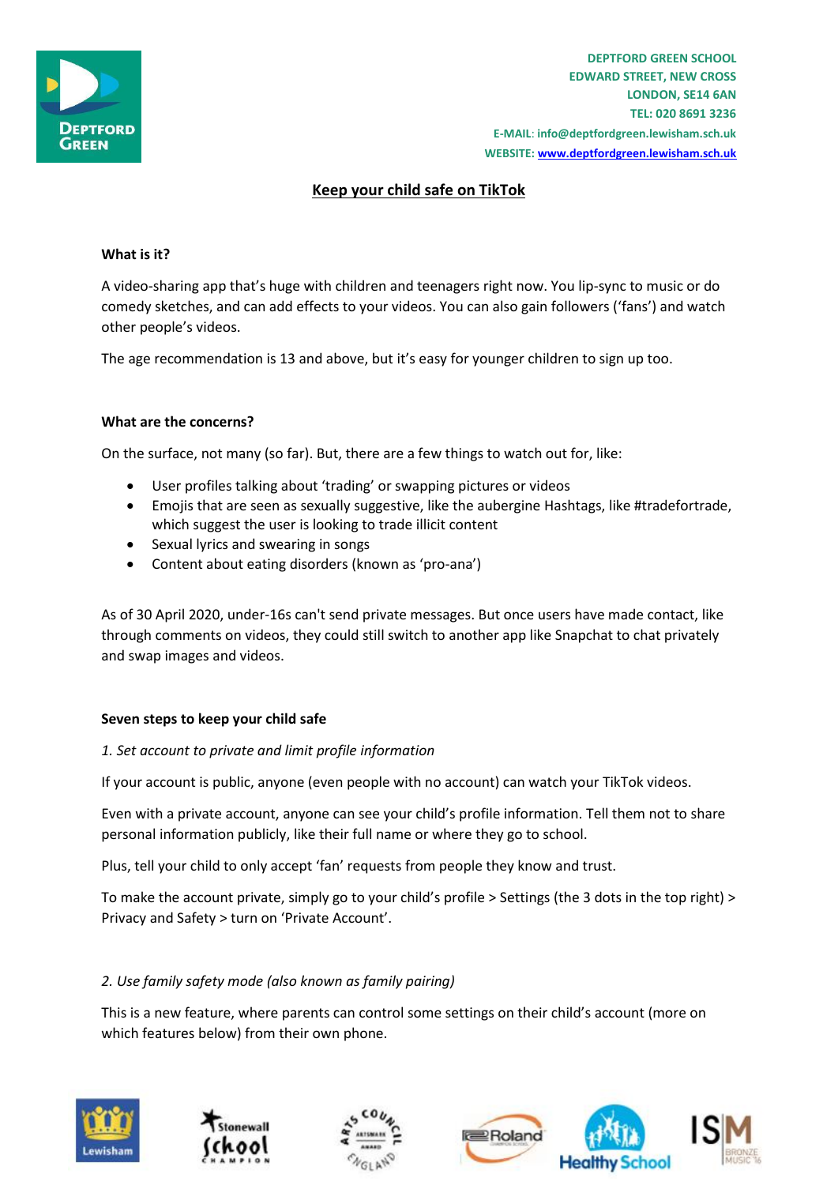DEPTFORD GREEN SCHOOL
EDWARD STREET, NEW CROSS
LONDON, SE14 6AN
TEL: 020 8691 3236
E-MAIL: info@deptfordgreen.lewisham.sch.uk
WEBSITE: www.deptfordgreen.lewisham.sch.uk

# Keep your child safe on TikTok

### What is it?

A video-sharing app that's huge with children and teenagers right now. You lip-sync to music or do comedy sketches, and can add effects to your videos. You can also gain followers ('fans') and watch other people's videos.

The age recommendation is 13 and above, but it's easy for younger children to sign up too.

### What are the concerns?

On the surface, not many (so far). But, there are a few things to watch out for, like:

- User profiles talking about 'trading' or swapping pictures or videos
- Emojis that are seen as sexually suggestive, like the aubergine Hashtags, like #tradefortrade, which suggest the user is looking to trade illicit content
- Sexual lyrics and swearing in songs
- Content about eating disorders (known as 'pro-ana')

As of 30 April 2020, under-16s can't send private messages. But once users have made contact, like through comments on videos, they could still switch to another app like Snapchat to chat privately and swap images and videos.

### Seven steps to keep your child safe

*1. Set account to private and limit profile information*

If your account is public, anyone (even people with no account) can watch your TikTok videos.

Even with a private account, anyone can see your child's profile information. Tell them not to share personal information publicly, like their full name or where they go to school.

Plus, tell your child to only accept 'fan' requests from people they know and trust.

To make the account private, simply go to your child's profile > Settings (the 3 dots in the top right) > Privacy and Safety > turn on 'Private Account'.

*2. Use family safety mode (also known as family pairing)*

This is a new feature, where parents can control some settings on their child's account (more on which features below) from their own phone.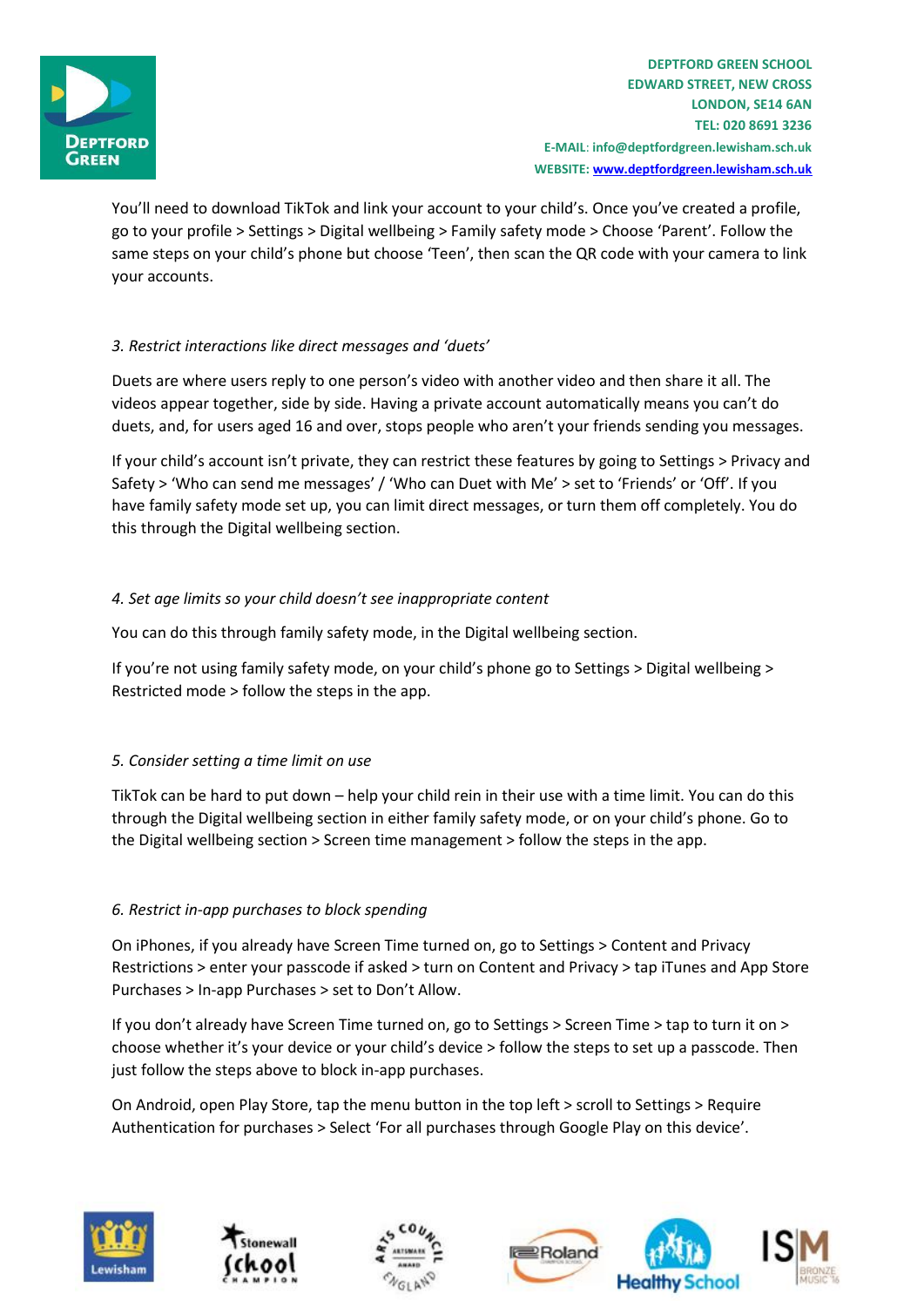You'll need to download TikTok and link your account to your child's. Once you've created a profile, go to your profile > Settings > Digital wellbeing > Family safety mode > Choose 'Parent'. Follow the same steps on your child's phone but choose 'Teen', then scan the QR code with your camera to link your accounts.

*3. Restrict interactions like direct messages and 'duets'*

Duets are where users reply to one person's video with another video and then share it all. The videos appear together, side by side. Having a private account automatically means you can't do duets, and, for users aged 16 and over, stops people who aren't your friends sending you messages.

If your child's account isn't private, they can restrict these features by going to Settings > Privacy and Safety > 'Who can send me messages' / 'Who can Duet with Me' > set to 'Friends' or 'Off'. If you have family safety mode set up, you can limit direct messages, or turn them off completely. You do this through the Digital wellbeing section.

*4. Set age limits so your child doesn't see inappropriate content*

You can do this through family safety mode, in the Digital wellbeing section.

If you're not using family safety mode, on your child's phone go to Settings > Digital wellbeing > Restricted mode > follow the steps in the app.

*5. Consider setting a time limit on use*

TikTok can be hard to put down – help your child rein in their use with a time limit. You can do this through the Digital wellbeing section in either family safety mode, or on your child's phone. Go to the Digital wellbeing section > Screen time management > follow the steps in the app.

*6. Restrict in-app purchases to block spending*

On iPhones, if you already have Screen Time turned on, go to Settings > Content and Privacy Restrictions > enter your passcode if asked > turn on Content and Privacy > tap iTunes and App Store Purchases > In-app Purchases > set to Don't Allow.

If you don't already have Screen Time turned on, go to Settings > Screen Time > tap to turn it on > choose whether it's your device or your child's device > follow the steps to set up a passcode. Then just follow the steps above to block in-app purchases.

On Android, open Play Store, tap the menu button in the top left > scroll to Settings > Require Authentication for purchases > Select 'For all purchases through Google Play on this device'.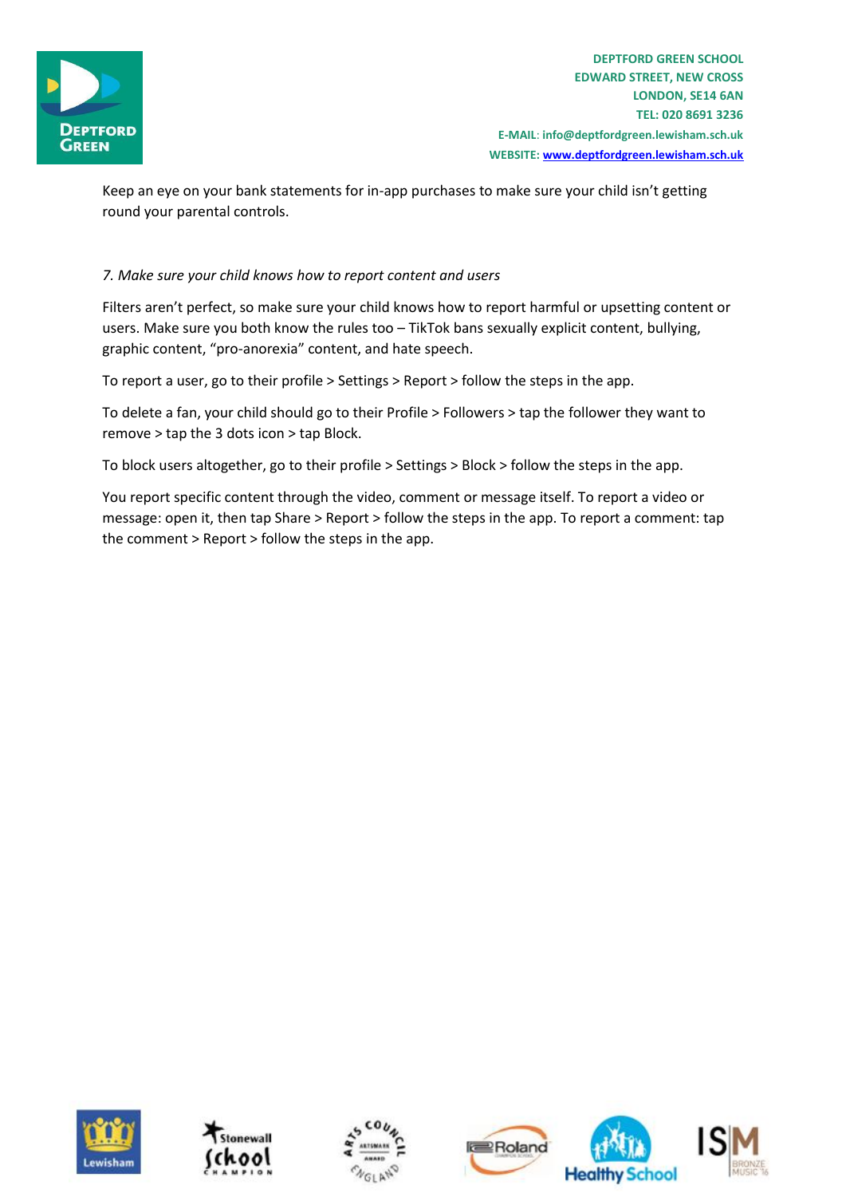Keep an eye on your bank statements for in-app purchases to make sure your child isn't getting round your parental controls.

*7. Make sure your child knows how to report content and users*

Filters aren't perfect, so make sure your child knows how to report harmful or upsetting content or users. Make sure you both know the rules too – TikTok bans sexually explicit content, bullying, graphic content, "pro-anorexia" content, and hate speech.

To report a user, go to their profile > Settings > Report > follow the steps in the app.

To delete a fan, your child should go to their Profile > Followers > tap the follower they want to remove > tap the 3 dots icon > tap Block.

To block users altogether, go to their profile > Settings > Block > follow the steps in the app.

You report specific content through the video, comment or message itself. To report a video or message: open it, then tap Share > Report > follow the steps in the app. To report a comment: tap the comment > Report > follow the steps in the app.